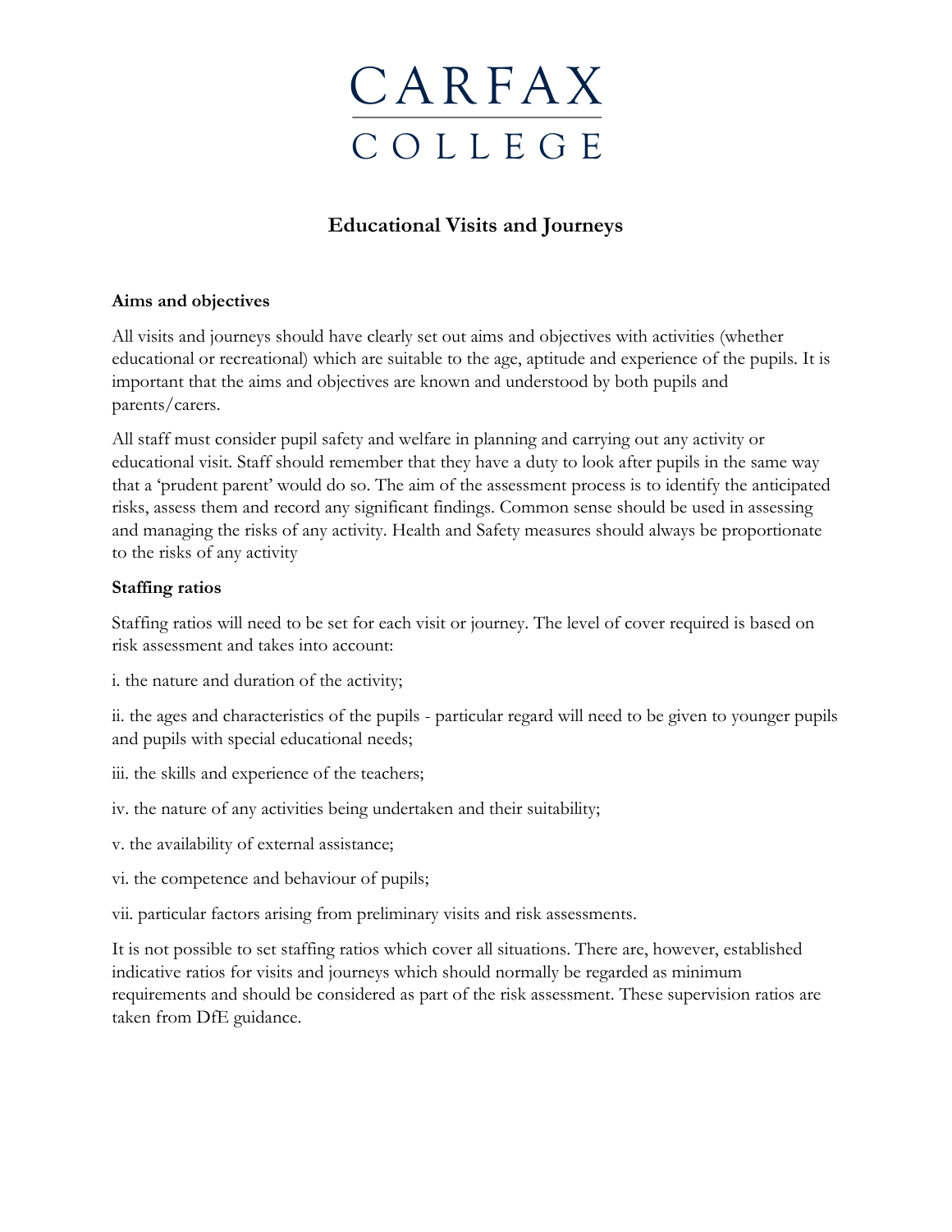# CARFAX COLLEGE

## Educational Visits and Journeys

### Aims and objectives

All visits and journeys should have clearly set out aims and objectives with activities (whether educational or recreational) which are suitable to the age, aptitude and experience of the pupils. It is important that the aims and objectives are known and understood by both pupils and parents/carers.

All staff must consider pupil safety and welfare in planning and carrying out any activity or educational visit. Staff should remember that they have a duty to look after pupils in the same way that a 'prudent parent' would do so. The aim of the assessment process is to identify the anticipated risks, assess them and record any significant findings. Common sense should be used in assessing and managing the risks of any activity. Health and Safety measures should always be proportionate to the risks of any activity

### Staffing ratios

Staffing ratios will need to be set for each visit or journey. The level of cover required is based on risk assessment and takes into account:

i. the nature and duration of the activity;

ii. the ages and characteristics of the pupils - particular regard will need to be given to younger pupils and pupils with special educational needs;

iii. the skills and experience of the teachers;

iv. the nature of any activities being undertaken and their suitability;

v. the availability of external assistance;

vi. the competence and behaviour of pupils;

vii. particular factors arising from preliminary visits and risk assessments.

It is not possible to set staffing ratios which cover all situations. There are, however, established indicative ratios for visits and journeys which should normally be regarded as minimum requirements and should be considered as part of the risk assessment. These supervision ratios are taken from DfE guidance.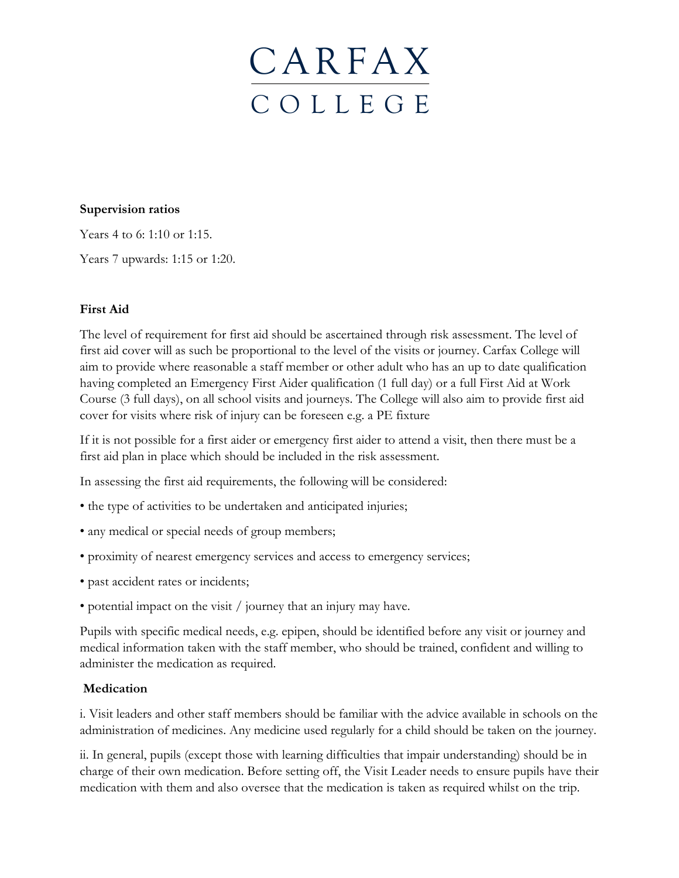**Supervision ratios**

Years 4 to 6: 1:10 or 1:15.

Years 7 upwards: 1:15 or 1:20.

**First Aid**

The level of requirement for first aid should be ascertained through risk assessment. The level of first aid cover will as such be proportional to the level of the visits or journey. Carfax College will aim to provide where reasonable a staff member or other adult who has an up to date qualification having completed an Emergency First Aider qualification (1 full day) or a full First Aid at Work Course (3 full days), on all school visits and journeys. The College will also aim to provide first aid cover for visits where risk of injury can be foreseen e.g. a PE fixture

If it is not possible for a first aider or emergency first aider to attend a visit, then there must be a first aid plan in place which should be included in the risk assessment.

In assessing the first aid requirements, the following will be considered:

• the type of activities to be undertaken and anticipated injuries;

• any medical or special needs of group members;

• proximity of nearest emergency services and access to emergency services;

• past accident rates or incidents;

• potential impact on the visit / journey that an injury may have.

Pupils with specific medical needs, e.g. epipen, should be identified before any visit or journey and medical information taken with the staff member, who should be trained, confident and willing to administer the medication as required.

**Medication**

i. Visit leaders and other staff members should be familiar with the advice available in schools on the administration of medicines. Any medicine used regularly for a child should be taken on the journey.

ii. In general, pupils (except those with learning difficulties that impair understanding) should be in charge of their own medication. Before setting off, the Visit Leader needs to ensure pupils have their medication with them and also oversee that the medication is taken as required whilst on the trip.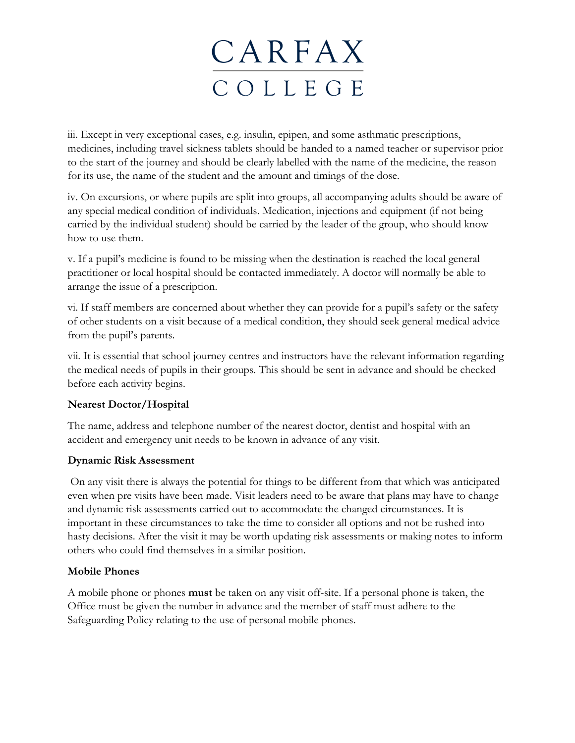iii. Except in very exceptional cases, e.g. insulin, epipen, and some asthmatic prescriptions, medicines, including travel sickness tablets should be handed to a named teacher or supervisor prior to the start of the journey and should be clearly labelled with the name of the medicine, the reason for its use, the name of the student and the amount and timings of the dose.

iv. On excursions, or where pupils are split into groups, all accompanying adults should be aware of any special medical condition of individuals. Medication, injections and equipment (if not being carried by the individual student) should be carried by the leader of the group, who should know how to use them.

v. If a pupil's medicine is found to be missing when the destination is reached the local general practitioner or local hospital should be contacted immediately. A doctor will normally be able to arrange the issue of a prescription.

vi. If staff members are concerned about whether they can provide for a pupil's safety or the safety of other students on a visit because of a medical condition, they should seek general medical advice from the pupil's parents.

vii. It is essential that school journey centres and instructors have the relevant information regarding the medical needs of pupils in their groups. This should be sent in advance and should be checked before each activity begins.

**Nearest Doctor/Hospital**

The name, address and telephone number of the nearest doctor, dentist and hospital with an accident and emergency unit needs to be known in advance of any visit.

**Dynamic Risk Assessment**

On any visit there is always the potential for things to be different from that which was anticipated even when pre visits have been made. Visit leaders need to be aware that plans may have to change and dynamic risk assessments carried out to accommodate the changed circumstances. It is important in these circumstances to take the time to consider all options and not be rushed into hasty decisions. After the visit it may be worth updating risk assessments or making notes to inform others who could find themselves in a similar position.

**Mobile Phones**

A mobile phone or phones **must** be taken on any visit off-site. If a personal phone is taken, the Office must be given the number in advance and the member of staff must adhere to the Safeguarding Policy relating to the use of personal mobile phones.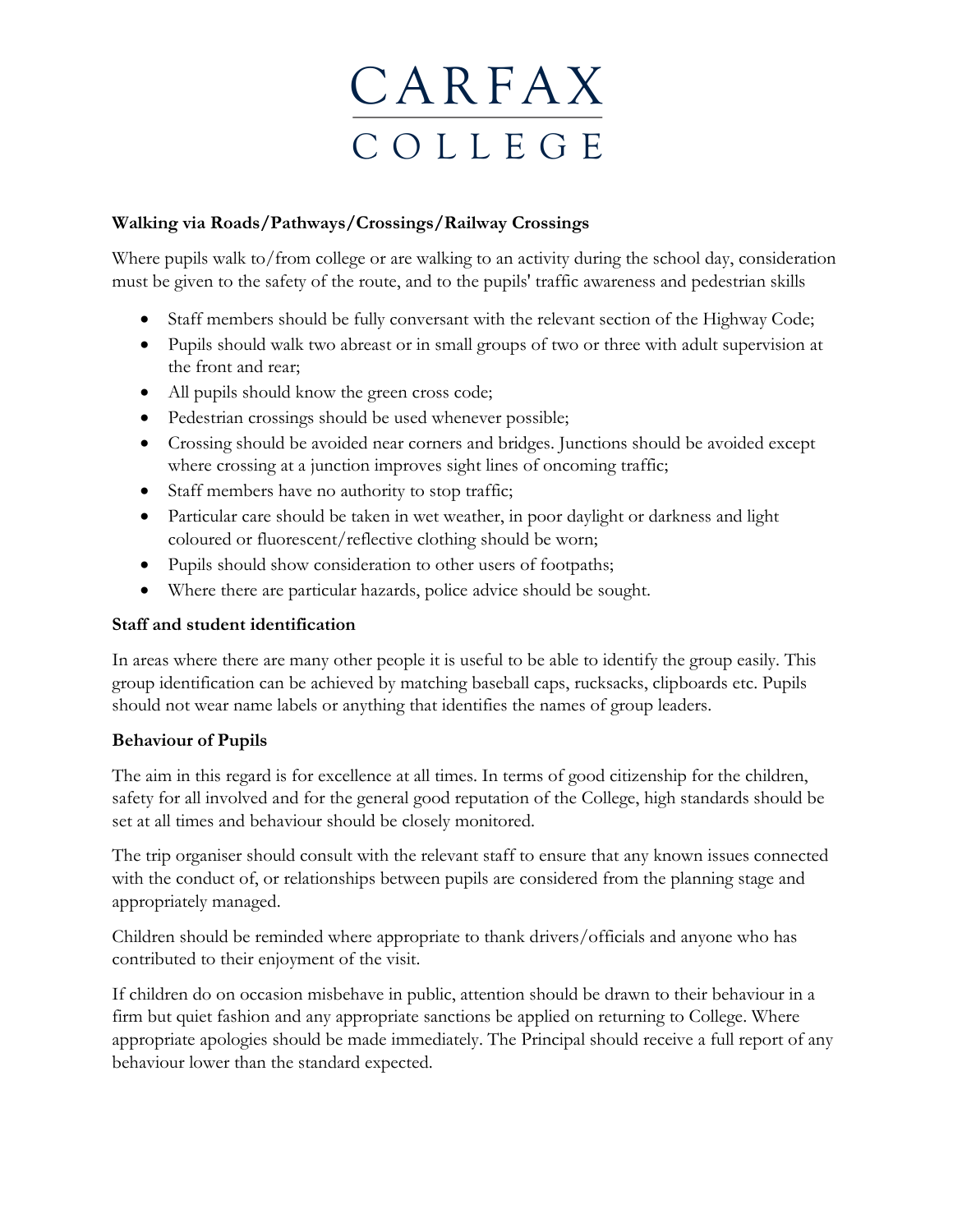**Walking via Roads/Pathways/Crossings/Railway Crossings**

Where pupils walk to/from college or are walking to an activity during the school day, consideration must be given to the safety of the route, and to the pupils' traffic awareness and pedestrian skills

- Staff members should be fully conversant with the relevant section of the Highway Code;
- Pupils should walk two abreast or in small groups of two or three with adult supervision at the front and rear;
- All pupils should know the green cross code;
- Pedestrian crossings should be used whenever possible;
- Crossing should be avoided near corners and bridges. Junctions should be avoided except where crossing at a junction improves sight lines of oncoming traffic;
- Staff members have no authority to stop traffic;
- Particular care should be taken in wet weather, in poor daylight or darkness and light coloured or fluorescent/reflective clothing should be worn;
- Pupils should show consideration to other users of footpaths;
- Where there are particular hazards, police advice should be sought.

**Staff and student identification**

In areas where there are many other people it is useful to be able to identify the group easily. This group identification can be achieved by matching baseball caps, rucksacks, clipboards etc. Pupils should not wear name labels or anything that identifies the names of group leaders.

**Behaviour of Pupils**

The aim in this regard is for excellence at all times. In terms of good citizenship for the children, safety for all involved and for the general good reputation of the College, high standards should be set at all times and behaviour should be closely monitored.

The trip organiser should consult with the relevant staff to ensure that any known issues connected with the conduct of, or relationships between pupils are considered from the planning stage and appropriately managed.

Children should be reminded where appropriate to thank drivers/officials and anyone who has contributed to their enjoyment of the visit.

If children do on occasion misbehave in public, attention should be drawn to their behaviour in a firm but quiet fashion and any appropriate sanctions be applied on returning to College. Where appropriate apologies should be made immediately. The Principal should receive a full report of any behaviour lower than the standard expected.